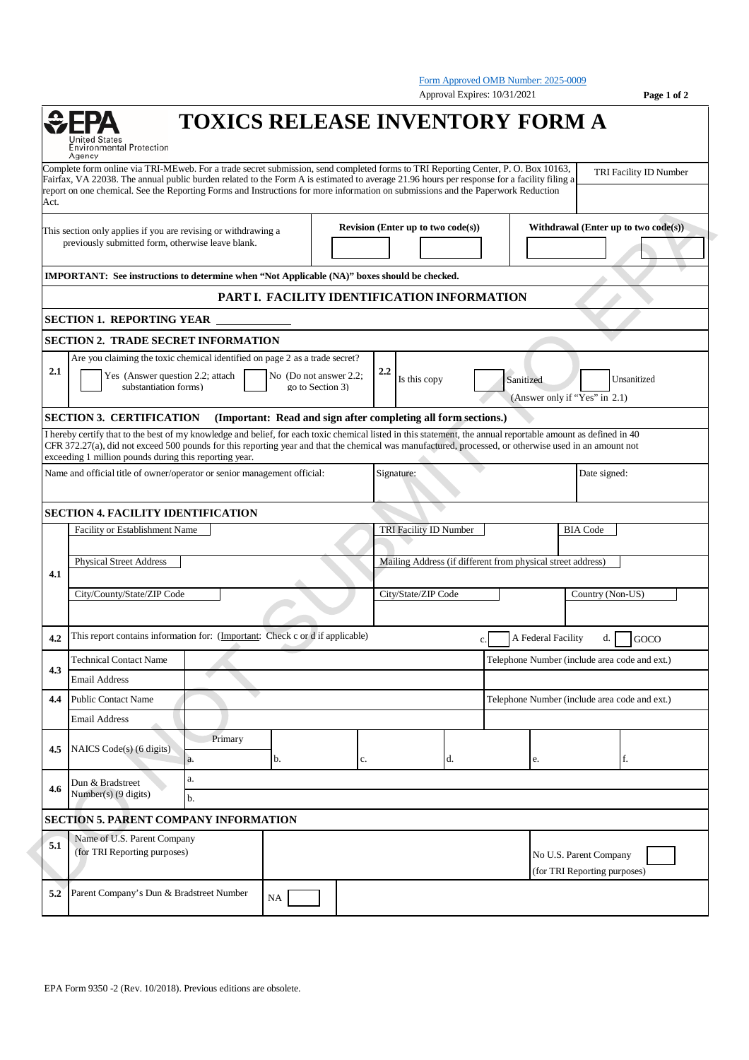Form Approved OMB Number: 2025-0009

Approval Expires: 10/31/2021

Page 1 of 2

# TOXICS RELEASE INVENTORY FORM A

United States Environmental Protection Agency

Complete form online via TRI-MEweb. For a trade secret submission, send completed forms to TRI Reporting Center, P. O. Box 10163, Fairfax, VA 22038. The annual public burden related to the Form A is estimated to average 21.96 hours per response for a facility filing a report on one chemical. See the Reporting Forms and Instructions for more information on submissions and the Paperwork Reduction Act.

TRI Facility ID Number

| This section only applies if you are revising or withdrawing a previously submitted form, otherwise leave blank. | Revision (Enter up to two code(s)) | Withdrawal (Enter up to two code(s)) |
|---|---|---|
| | | |

**IMPORTANT: See instructions to determine when "Not Applicable (NA)" boxes should be checked.**

## PART I. FACILITY IDENTIFICATION INFORMATION

### SECTION 1. REPORTING YEAR ____________

### SECTION 2. TRADE SECRET INFORMATION

| | | | |
|---|---|---|---|
| 2.1 | Are you claiming the toxic chemical identified on page 2 as a trade secret? ☐ Yes (Answer question 2.2; attach substantiation forms) ☐ No (Do not answer 2.2; go to Section 3) | 2.2 | Is this copy ☐ Sanitized ☐ Unsanitized (Answer only if "Yes" in 2.1) |

### SECTION 3. CERTIFICATION (Important: Read and sign after completing all form sections.)

I hereby certify that to the best of my knowledge and belief, for each toxic chemical listed in this statement, the annual reportable amount as defined in 40 CFR 372.27(a), did not exceed 500 pounds for this reporting year and that the chemical was manufactured, processed, or otherwise used in an amount not exceeding 1 million pounds during this reporting year.

| Name and official title of owner/operator or senior management official: | Signature: | Date signed: |
|---|---|---|
| | | |

### SECTION 4. FACILITY IDENTIFICATION

| | | | | |
|---|---|---|---|---|
| 4.1 | Facility or Establishment Name | TRI Facility ID Number | | BIA Code |
| | Physical Street Address | Mailing Address (if different from physical street address) | | |
| | City/County/State/ZIP Code | City/State/ZIP Code | | Country (Non-US) |
| 4.2 | This report contains information for: (Important: Check c or d if applicable) | c. ☐ A Federal Facility | | d. ☐ GOCO |
| 4.3 | Technical Contact Name | | Telephone Number (include area code and ext.) | |
| | Email Address | | | |
| 4.4 | Public Contact Name | | Telephone Number (include area code and ext.) | |
| | Email Address | | | |

| | | | | | | | |
|---|---|---|---|---|---|---|---|
| 4.5 | NAICS Code(s) (6 digits) | Primary a. | b. | c. | d. | e. | f. |
| 4.6 | Dun & Bradstreet Number(s) (9 digits) | a. | | | | | |
| | | b. | | | | | |

### SECTION 5. PARENT COMPANY INFORMATION

| | | | |
|---|---|---|---|
| 5.1 | Name of U.S. Parent Company (for TRI Reporting purposes) | | No U.S. Parent Company (for TRI Reporting purposes) ☐ |
| 5.2 | Parent Company's Dun & Bradstreet Number | NA ☐ | |

EPA Form 9350 -2 (Rev. 10/2018). Previous editions are obsolete.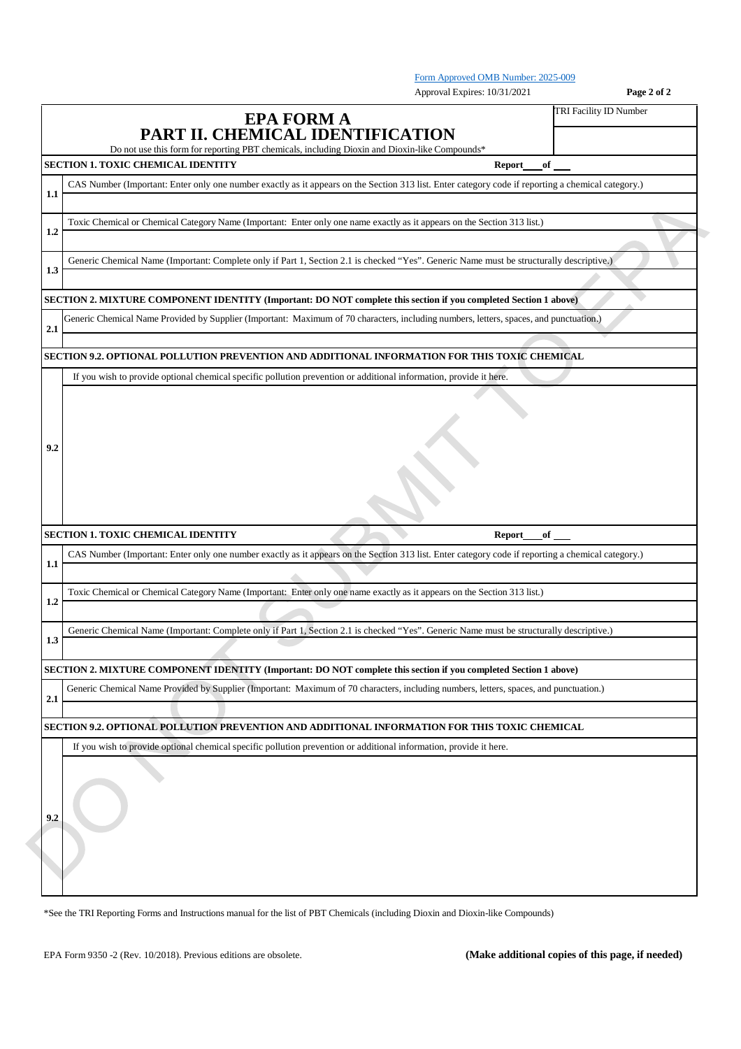Form Approved OMB Number: 2025-009

Approval Expires: 10/31/2021

| | |
|---|---|
| **EPA FORM A** **PART II. CHEMICAL IDENTIFICATION** Do not use this form for reporting PBT chemicals, including Dioxin and Dioxin-like Compounds* | TRI Facility ID Number |

**SECTION 1. TOXIC CHEMICAL IDENTITY** **Report\_\_\_\_of \_\_\_**

| | |
|---|---|
| **1.1** | CAS Number (Important: Enter only one number exactly as it appears on the Section 313 list. Enter category code if reporting a chemical category.) |
| **1.2** | Toxic Chemical or Chemical Category Name (Important: Enter only one name exactly as it appears on the Section 313 list.) |
| **1.3** | Generic Chemical Name (Important: Complete only if Part 1, Section 2.1 is checked "Yes". Generic Name must be structurally descriptive.) |

**SECTION 2. MIXTURE COMPONENT IDENTITY (Important: DO NOT complete this section if you completed Section 1 above)**

| | |
|---|---|
| **2.1** | Generic Chemical Name Provided by Supplier (Important: Maximum of 70 characters, including numbers, letters, spaces, and punctuation.) |

**SECTION 9.2. OPTIONAL POLLUTION PREVENTION AND ADDITIONAL INFORMATION FOR THIS TOXIC CHEMICAL**

| | |
|---|---|
| **9.2** | If you wish to provide optional chemical specific pollution prevention or additional information, provide it here. |

**SECTION 1. TOXIC CHEMICAL IDENTITY** **Report\_\_\_\_of \_\_\_**

| | |
|---|---|
| **1.1** | CAS Number (Important: Enter only one number exactly as it appears on the Section 313 list. Enter category code if reporting a chemical category.) |
| **1.2** | Toxic Chemical or Chemical Category Name (Important: Enter only one name exactly as it appears on the Section 313 list.) |
| **1.3** | Generic Chemical Name (Important: Complete only if Part 1, Section 2.1 is checked "Yes". Generic Name must be structurally descriptive.) |

**SECTION 2. MIXTURE COMPONENT IDENTITY (Important: DO NOT complete this section if you completed Section 1 above)**

| | |
|---|---|
| **2.1** | Generic Chemical Name Provided by Supplier (Important: Maximum of 70 characters, including numbers, letters, spaces, and punctuation.) |

**SECTION 9.2. OPTIONAL POLLUTION PREVENTION AND ADDITIONAL INFORMATION FOR THIS TOXIC CHEMICAL**

| | |
|---|---|
| **9.2** | If you wish to provide optional chemical specific pollution prevention or additional information, provide it here. |

*See the TRI Reporting Forms and Instructions manual for the list of PBT Chemicals (including Dioxin and Dioxin-like Compounds)

EPA Form 9350 -2 (Rev. 10/2018). Previous editions are obsolete.

**(Make additional copies of this page, if needed)**

DO NOT SUBMIT TO EPA